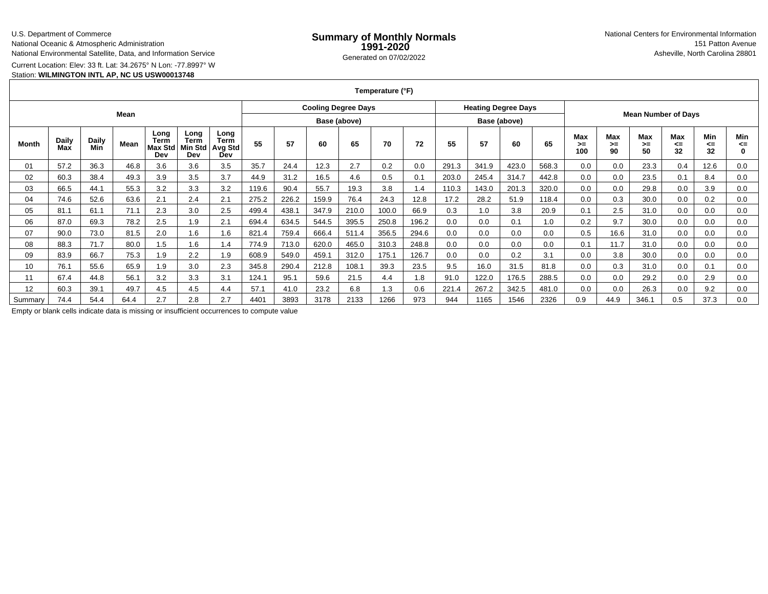U.S. Department of Commerce
National Oceanic & Atmospheric Administration
National Environmental Satellite, Data, and Information Service

# Summary of Monthly Normals
## 1991-2020

Generated on 07/02/2022

National Centers for Environmental Information
151 Patton Avenue
Asheville, North Carolina 28801

Current Location: Elev: 33 ft. Lat: 34.2675° N Lon: -77.8997° W
Station: **WILMINGTON INTL AP, NC US USW00013748**

| Temperature (°F) | | | | | | | | | | | | | | | | | | | | | | |
|---|---|---|---|---|---|---|---|---|---|---|---|---|---|---|---|---|---|---|---|---|---|---|
| Mean | | | | | | | Cooling Degree Days Base (above) | | | | | | Heating Degree Days Base (above) | | | | Mean Number of Days | | | | | |
| Month | Daily Max | Daily Min | Mean | Long Term Max Std Dev | Long Term Min Std Dev | Long Term Avg Std Dev | 55 | 57 | 60 | 65 | 70 | 72 | 55 | 57 | 60 | 65 | Max >= 100 | Max >= 90 | Max >= 50 | Max <= 32 | Min <= 32 | Min <= 0 |
| 01 | 57.2 | 36.3 | 46.8 | 3.6 | 3.6 | 3.5 | 35.7 | 24.4 | 12.3 | 2.7 | 0.2 | 0.0 | 291.3 | 341.9 | 423.0 | 568.3 | 0.0 | 0.0 | 23.3 | 0.4 | 12.6 | 0.0 |
| 02 | 60.3 | 38.4 | 49.3 | 3.9 | 3.5 | 3.7 | 44.9 | 31.2 | 16.5 | 4.6 | 0.5 | 0.1 | 203.0 | 245.4 | 314.7 | 442.8 | 0.0 | 0.0 | 23.5 | 0.1 | 8.4 | 0.0 |
| 03 | 66.5 | 44.1 | 55.3 | 3.2 | 3.3 | 3.2 | 119.6 | 90.4 | 55.7 | 19.3 | 3.8 | 1.4 | 110.3 | 143.0 | 201.3 | 320.0 | 0.0 | 0.0 | 29.8 | 0.0 | 3.9 | 0.0 |
| 04 | 74.6 | 52.6 | 63.6 | 2.1 | 2.4 | 2.1 | 275.2 | 226.2 | 159.9 | 76.4 | 24.3 | 12.8 | 17.2 | 28.2 | 51.9 | 118.4 | 0.0 | 0.3 | 30.0 | 0.0 | 0.2 | 0.0 |
| 05 | 81.1 | 61.1 | 71.1 | 2.3 | 3.0 | 2.5 | 499.4 | 438.1 | 347.9 | 210.0 | 100.0 | 66.9 | 0.3 | 1.0 | 3.8 | 20.9 | 0.1 | 2.5 | 31.0 | 0.0 | 0.0 | 0.0 |
| 06 | 87.0 | 69.3 | 78.2 | 2.5 | 1.9 | 2.1 | 694.4 | 634.5 | 544.5 | 395.5 | 250.8 | 196.2 | 0.0 | 0.0 | 0.1 | 1.0 | 0.2 | 9.7 | 30.0 | 0.0 | 0.0 | 0.0 |
| 07 | 90.0 | 73.0 | 81.5 | 2.0 | 1.6 | 1.6 | 821.4 | 759.4 | 666.4 | 511.4 | 356.5 | 294.6 | 0.0 | 0.0 | 0.0 | 0.0 | 0.5 | 16.6 | 31.0 | 0.0 | 0.0 | 0.0 |
| 08 | 88.3 | 71.7 | 80.0 | 1.5 | 1.6 | 1.4 | 774.9 | 713.0 | 620.0 | 465.0 | 310.3 | 248.8 | 0.0 | 0.0 | 0.0 | 0.0 | 0.1 | 11.7 | 31.0 | 0.0 | 0.0 | 0.0 |
| 09 | 83.9 | 66.7 | 75.3 | 1.9 | 2.2 | 1.9 | 608.9 | 549.0 | 459.1 | 312.0 | 175.1 | 126.7 | 0.0 | 0.0 | 0.2 | 3.1 | 0.0 | 3.8 | 30.0 | 0.0 | 0.0 | 0.0 |
| 10 | 76.1 | 55.6 | 65.9 | 1.9 | 3.0 | 2.3 | 345.8 | 290.4 | 212.8 | 108.1 | 39.3 | 23.5 | 9.5 | 16.0 | 31.5 | 81.8 | 0.0 | 0.3 | 31.0 | 0.0 | 0.1 | 0.0 |
| 11 | 67.4 | 44.8 | 56.1 | 3.2 | 3.3 | 3.1 | 124.1 | 95.1 | 59.6 | 21.5 | 4.4 | 1.8 | 91.0 | 122.0 | 176.5 | 288.5 | 0.0 | 0.0 | 29.2 | 0.0 | 2.9 | 0.0 |
| 12 | 60.3 | 39.1 | 49.7 | 4.5 | 4.5 | 4.4 | 57.1 | 41.0 | 23.2 | 6.8 | 1.3 | 0.6 | 221.4 | 267.2 | 342.5 | 481.0 | 0.0 | 0.0 | 26.3 | 0.0 | 9.2 | 0.0 |
| Summary | 74.4 | 54.4 | 64.4 | 2.7 | 2.8 | 2.7 | 4401 | 3893 | 3178 | 2133 | 1266 | 973 | 944 | 1165 | 1546 | 2326 | 0.9 | 44.9 | 346.1 | 0.5 | 37.3 | 0.0 |

Empty or blank cells indicate data is missing or insufficient occurrences to compute value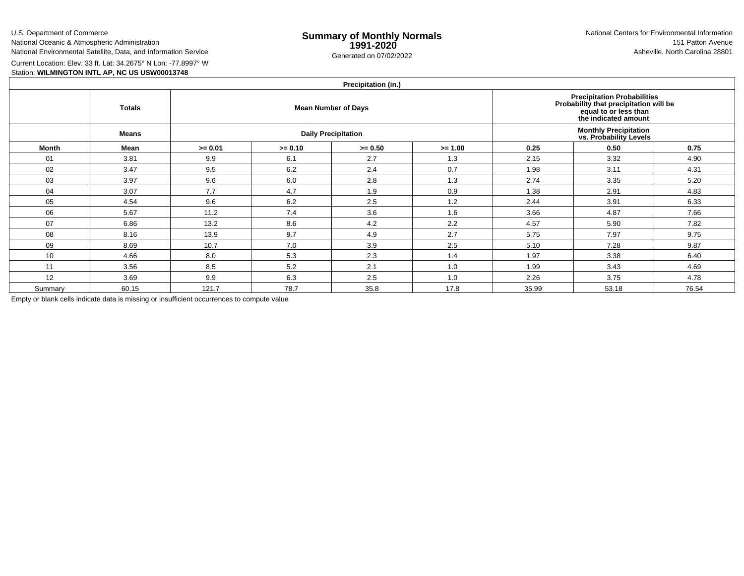U.S. Department of Commerce
National Oceanic & Atmospheric Administration
National Environmental Satellite, Data, and Information Service

# Summary of Monthly Normals 1991-2020

Generated on 07/02/2022

National Centers for Environmental Information
151 Patton Avenue
Asheville, North Carolina 28801

Current Location: Elev: 33 ft. Lat: 34.2675° N Lon: -77.8997° W
Station: **WILMINGTON INTL AP, NC US USW00013748**

| Precipitation (in.) | | | | | | | | |
|---|---|---|---|---|---|---|---|---|
| | **Totals** | **Mean Number of Days** | | | | **Precipitation Probabilities Probability that precipitation will be equal to or less than the indicated amount** | | |
| | **Means** | **Daily Precipitation** | | | | **Monthly Precipitation vs. Probability Levels** | | |
| **Month** | **Mean** | **>= 0.01** | **>= 0.10** | **>= 0.50** | **>= 1.00** | **0.25** | **0.50** | **0.75** |
| 01 | 3.81 | 9.9 | 6.1 | 2.7 | 1.3 | 2.15 | 3.32 | 4.90 |
| 02 | 3.47 | 9.5 | 6.2 | 2.4 | 0.7 | 1.98 | 3.11 | 4.31 |
| 03 | 3.97 | 9.6 | 6.0 | 2.8 | 1.3 | 2.74 | 3.35 | 5.20 |
| 04 | 3.07 | 7.7 | 4.7 | 1.9 | 0.9 | 1.38 | 2.91 | 4.83 |
| 05 | 4.54 | 9.6 | 6.2 | 2.5 | 1.2 | 2.44 | 3.91 | 6.33 |
| 06 | 5.67 | 11.2 | 7.4 | 3.6 | 1.6 | 3.66 | 4.87 | 7.66 |
| 07 | 6.86 | 13.2 | 8.6 | 4.2 | 2.2 | 4.57 | 5.90 | 7.82 |
| 08 | 8.16 | 13.9 | 9.7 | 4.9 | 2.7 | 5.75 | 7.97 | 9.75 |
| 09 | 8.69 | 10.7 | 7.0 | 3.9 | 2.5 | 5.10 | 7.28 | 9.87 |
| 10 | 4.66 | 8.0 | 5.3 | 2.3 | 1.4 | 1.97 | 3.38 | 6.40 |
| 11 | 3.56 | 8.5 | 5.2 | 2.1 | 1.0 | 1.99 | 3.43 | 4.69 |
| 12 | 3.69 | 9.9 | 6.3 | 2.5 | 1.0 | 2.26 | 3.75 | 4.78 |
| Summary | 60.15 | 121.7 | 78.7 | 35.8 | 17.8 | 35.99 | 53.18 | 76.54 |

Empty or blank cells indicate data is missing or insufficient occurrences to compute value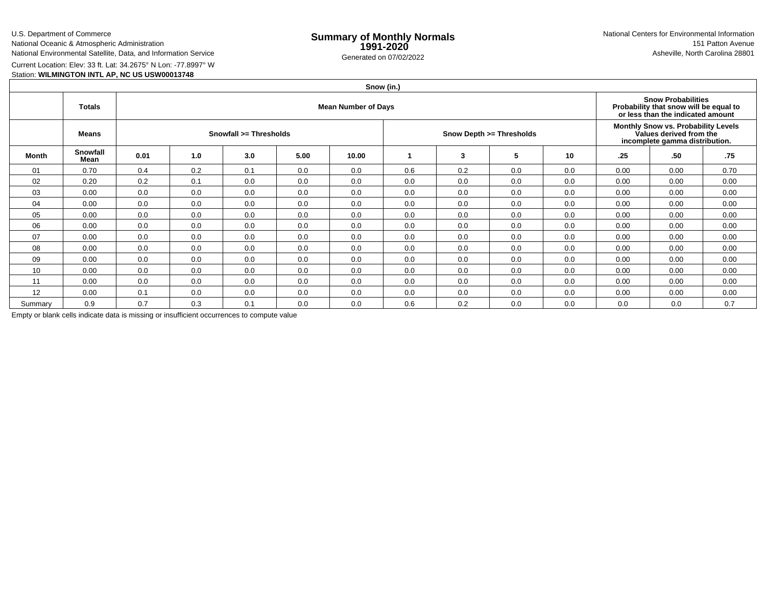U.S. Department of Commerce
National Oceanic & Atmospheric Administration
National Environmental Satellite, Data, and Information Service

# Summary of Monthly Normals 1991-2020

Generated on 07/02/2022

National Centers for Environmental Information
151 Patton Avenue
Asheville, North Carolina 28801

Current Location: Elev: 33 ft. Lat: 34.2675° N Lon: -77.8997° W
Station: **WILMINGTON INTL AP, NC US USW00013748**

| Snow (in.) | | | | | | | | | | | | | |
|---|---|---|---|---|---|---|---|---|---|---|---|---|---|
| | **Totals** | **Mean Number of Days** | | | | | | | | | **Snow Probabilities Probability that snow will be equal to or less than the indicated amount** | | |
| | **Means** | **Snowfall >= Thresholds** | | | | | **Snow Depth >= Thresholds** | | | | **Monthly Snow vs. Probability Levels Values derived from the incomplete gamma distribution.** | | |
| **Month** | **Snowfall Mean** | **0.01** | **1.0** | **3.0** | **5.00** | **10.00** | **1** | **3** | **5** | **10** | **.25** | **.50** | **.75** |
| 01 | 0.70 | 0.4 | 0.2 | 0.1 | 0.0 | 0.0 | 0.6 | 0.2 | 0.0 | 0.0 | 0.00 | 0.00 | 0.70 |
| 02 | 0.20 | 0.2 | 0.1 | 0.0 | 0.0 | 0.0 | 0.0 | 0.0 | 0.0 | 0.0 | 0.00 | 0.00 | 0.00 |
| 03 | 0.00 | 0.0 | 0.0 | 0.0 | 0.0 | 0.0 | 0.0 | 0.0 | 0.0 | 0.0 | 0.00 | 0.00 | 0.00 |
| 04 | 0.00 | 0.0 | 0.0 | 0.0 | 0.0 | 0.0 | 0.0 | 0.0 | 0.0 | 0.0 | 0.00 | 0.00 | 0.00 |
| 05 | 0.00 | 0.0 | 0.0 | 0.0 | 0.0 | 0.0 | 0.0 | 0.0 | 0.0 | 0.0 | 0.00 | 0.00 | 0.00 |
| 06 | 0.00 | 0.0 | 0.0 | 0.0 | 0.0 | 0.0 | 0.0 | 0.0 | 0.0 | 0.0 | 0.00 | 0.00 | 0.00 |
| 07 | 0.00 | 0.0 | 0.0 | 0.0 | 0.0 | 0.0 | 0.0 | 0.0 | 0.0 | 0.0 | 0.00 | 0.00 | 0.00 |
| 08 | 0.00 | 0.0 | 0.0 | 0.0 | 0.0 | 0.0 | 0.0 | 0.0 | 0.0 | 0.0 | 0.00 | 0.00 | 0.00 |
| 09 | 0.00 | 0.0 | 0.0 | 0.0 | 0.0 | 0.0 | 0.0 | 0.0 | 0.0 | 0.0 | 0.00 | 0.00 | 0.00 |
| 10 | 0.00 | 0.0 | 0.0 | 0.0 | 0.0 | 0.0 | 0.0 | 0.0 | 0.0 | 0.0 | 0.00 | 0.00 | 0.00 |
| 11 | 0.00 | 0.0 | 0.0 | 0.0 | 0.0 | 0.0 | 0.0 | 0.0 | 0.0 | 0.0 | 0.00 | 0.00 | 0.00 |
| 12 | 0.00 | 0.1 | 0.0 | 0.0 | 0.0 | 0.0 | 0.0 | 0.0 | 0.0 | 0.0 | 0.00 | 0.00 | 0.00 |
| Summary | 0.9 | 0.7 | 0.3 | 0.1 | 0.0 | 0.0 | 0.6 | 0.2 | 0.0 | 0.0 | 0.0 | 0.0 | 0.7 |

Empty or blank cells indicate data is missing or insufficient occurrences to compute value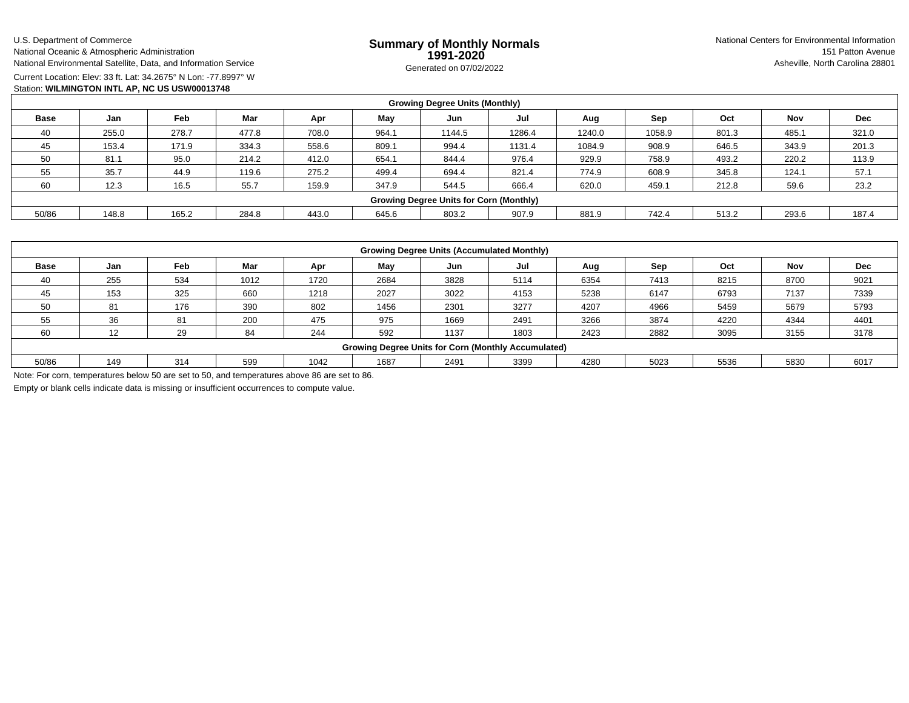U.S. Department of Commerce
National Oceanic & Atmospheric Administration
National Environmental Satellite, Data, and Information Service

# Summary of Monthly Normals 1991-2020

Generated on 07/02/2022

National Centers for Environmental Information
151 Patton Avenue
Asheville, North Carolina 28801

Current Location: Elev: 33 ft. Lat: 34.2675° N Lon: -77.8997° W
Station: **WILMINGTON INTL AP, NC US USW00013748**

| Growing Degree Units (Monthly) | | | | | | | | | | | | |
|---|---|---|---|---|---|---|---|---|---|---|---|---|
| **Base** | **Jan** | **Feb** | **Mar** | **Apr** | **May** | **Jun** | **Jul** | **Aug** | **Sep** | **Oct** | **Nov** | **Dec** |
| 40 | 255.0 | 278.7 | 477.8 | 708.0 | 964.1 | 1144.5 | 1286.4 | 1240.0 | 1058.9 | 801.3 | 485.1 | 321.0 |
| 45 | 153.4 | 171.9 | 334.3 | 558.6 | 809.1 | 994.4 | 1131.4 | 1084.9 | 908.9 | 646.5 | 343.9 | 201.3 |
| 50 | 81.1 | 95.0 | 214.2 | 412.0 | 654.1 | 844.4 | 976.4 | 929.9 | 758.9 | 493.2 | 220.2 | 113.9 |
| 55 | 35.7 | 44.9 | 119.6 | 275.2 | 499.4 | 694.4 | 821.4 | 774.9 | 608.9 | 345.8 | 124.1 | 57.1 |
| 60 | 12.3 | 16.5 | 55.7 | 159.9 | 347.9 | 544.5 | 666.4 | 620.0 | 459.1 | 212.8 | 59.6 | 23.2 |
| **Growing Degree Units for Corn (Monthly)** | | | | | | | | | | | | |
| 50/86 | 148.8 | 165.2 | 284.8 | 443.0 | 645.6 | 803.2 | 907.9 | 881.9 | 742.4 | 513.2 | 293.6 | 187.4 |

| Growing Degree Units (Accumulated Monthly) | | | | | | | | | | | | |
|---|---|---|---|---|---|---|---|---|---|---|---|---|
| **Base** | **Jan** | **Feb** | **Mar** | **Apr** | **May** | **Jun** | **Jul** | **Aug** | **Sep** | **Oct** | **Nov** | **Dec** |
| 40 | 255 | 534 | 1012 | 1720 | 2684 | 3828 | 5114 | 6354 | 7413 | 8215 | 8700 | 9021 |
| 45 | 153 | 325 | 660 | 1218 | 2027 | 3022 | 4153 | 5238 | 6147 | 6793 | 7137 | 7339 |
| 50 | 81 | 176 | 390 | 802 | 1456 | 2301 | 3277 | 4207 | 4966 | 5459 | 5679 | 5793 |
| 55 | 36 | 81 | 200 | 475 | 975 | 1669 | 2491 | 3266 | 3874 | 4220 | 4344 | 4401 |
| 60 | 12 | 29 | 84 | 244 | 592 | 1137 | 1803 | 2423 | 2882 | 3095 | 3155 | 3178 |
| **Growing Degree Units for Corn (Monthly Accumulated)** | | | | | | | | | | | | |
| 50/86 | 149 | 314 | 599 | 1042 | 1687 | 2491 | 3399 | 4280 | 5023 | 5536 | 5830 | 6017 |

Note: For corn, temperatures below 50 are set to 50, and temperatures above 86 are set to 86.

Empty or blank cells indicate data is missing or insufficient occurrences to compute value.